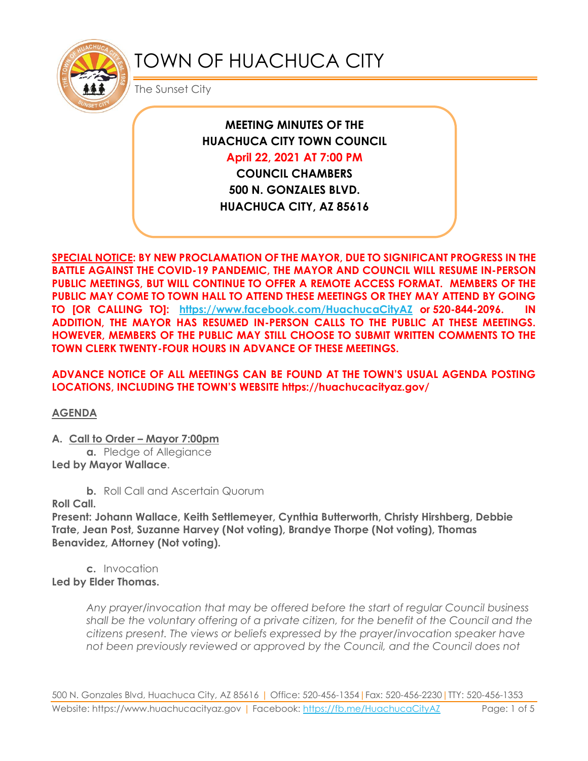# TOWN OF HUACHUCA CITY

The Sunset City

**MEETING MINUTES OF THE**
**HUACHUCA CITY TOWN COUNCIL**
**April 22, 2021 AT 7:00 PM**
**COUNCIL CHAMBERS**
**500 N. GONZALES BLVD.**
**HUACHUCA CITY, AZ 85616**

**SPECIAL NOTICE: BY NEW PROCLAMATION OF THE MAYOR, DUE TO SIGNIFICANT PROGRESS IN THE BATTLE AGAINST THE COVID-19 PANDEMIC, THE MAYOR AND COUNCIL WILL RESUME IN-PERSON PUBLIC MEETINGS, BUT WILL CONTINUE TO OFFER A REMOTE ACCESS FORMAT. MEMBERS OF THE PUBLIC MAY COME TO TOWN HALL TO ATTEND THESE MEETINGS OR THEY MAY ATTEND BY GOING TO [OR CALLING TO]: https://www.facebook.com/HuachucaCityAZ or 520-844-2096. IN ADDITION, THE MAYOR HAS RESUMED IN-PERSON CALLS TO THE PUBLIC AT THESE MEETINGS. HOWEVER, MEMBERS OF THE PUBLIC MAY STILL CHOOSE TO SUBMIT WRITTEN COMMENTS TO THE TOWN CLERK TWENTY-FOUR HOURS IN ADVANCE OF THESE MEETINGS.**

**ADVANCE NOTICE OF ALL MEETINGS CAN BE FOUND AT THE TOWN'S USUAL AGENDA POSTING LOCATIONS, INCLUDING THE TOWN'S WEBSITE https://huachucacityaz.gov/**

## AGENDA

**A. Call to Order – Mayor 7:00pm**

**a.** Pledge of Allegiance

**Led by Mayor Wallace**.

**b.** Roll Call and Ascertain Quorum

**Roll Call.**

**Present: Johann Wallace, Keith Settlemeyer, Cynthia Butterworth, Christy Hirshberg, Debbie Trate, Jean Post, Suzanne Harvey (Not voting), Brandye Thorpe (Not voting), Thomas Benavidez, Attorney (Not voting).**

**c.** Invocation

**Led by Elder Thomas.**

*Any prayer/invocation that may be offered before the start of regular Council business shall be the voluntary offering of a private citizen, for the benefit of the Council and the citizens present. The views or beliefs expressed by the prayer/invocation speaker have not been previously reviewed or approved by the Council, and the Council does not*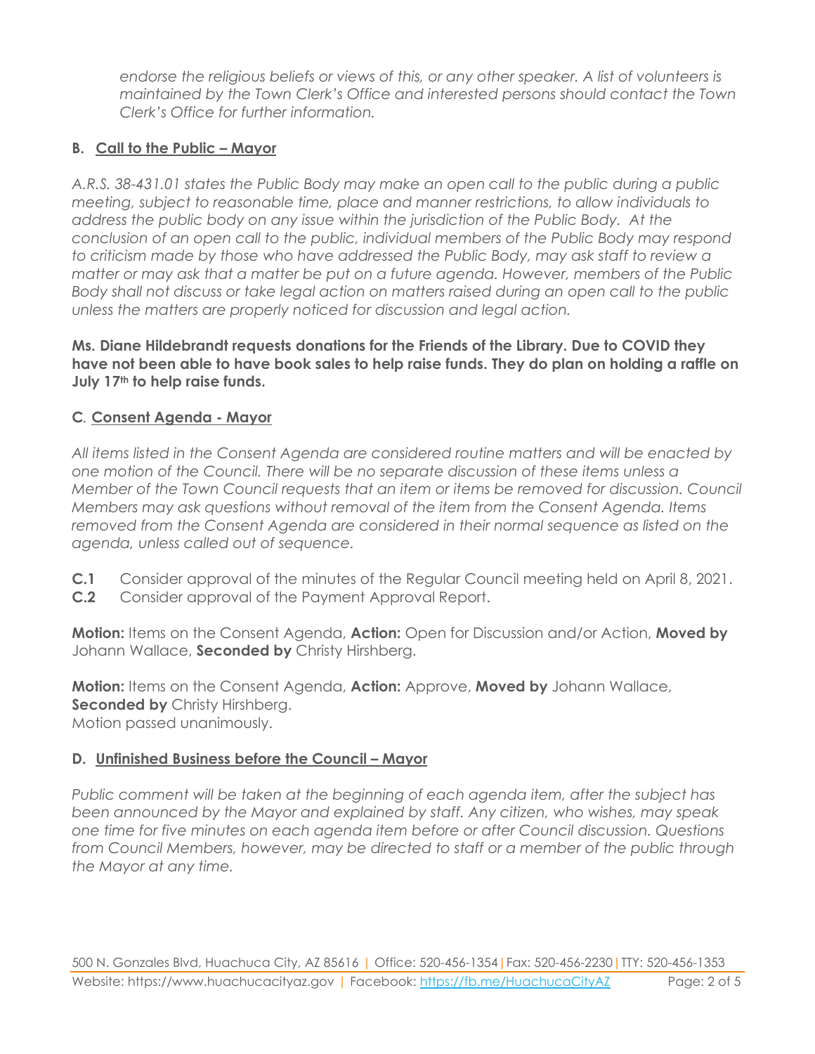*endorse the religious beliefs or views of this, or any other speaker. A list of volunteers is maintained by the Town Clerk's Office and interested persons should contact the Town Clerk's Office for further information.*

### B. Call to the Public – Mayor

*A.R.S. 38-431.01 states the Public Body may make an open call to the public during a public meeting, subject to reasonable time, place and manner restrictions, to allow individuals to address the public body on any issue within the jurisdiction of the Public Body. At the conclusion of an open call to the public, individual members of the Public Body may respond to criticism made by those who have addressed the Public Body, may ask staff to review a matter or may ask that a matter be put on a future agenda. However, members of the Public Body shall not discuss or take legal action on matters raised during an open call to the public unless the matters are properly noticed for discussion and legal action.*

**Ms. Diane Hildebrandt requests donations for the Friends of the Library. Due to COVID they have not been able to have book sales to help raise funds. They do plan on holding a raffle on July 17th to help raise funds.**

### C. Consent Agenda - Mayor

*All items listed in the Consent Agenda are considered routine matters and will be enacted by one motion of the Council. There will be no separate discussion of these items unless a Member of the Town Council requests that an item or items be removed for discussion. Council Members may ask questions without removal of the item from the Consent Agenda. Items removed from the Consent Agenda are considered in their normal sequence as listed on the agenda, unless called out of sequence.*

**C.1** Consider approval of the minutes of the Regular Council meeting held on April 8, 2021.
**C.2** Consider approval of the Payment Approval Report.

**Motion:** Items on the Consent Agenda, **Action:** Open for Discussion and/or Action, **Moved by** Johann Wallace, **Seconded by** Christy Hirshberg.

**Motion:** Items on the Consent Agenda, **Action:** Approve, **Moved by** Johann Wallace, **Seconded by** Christy Hirshberg.
Motion passed unanimously.

### D. Unfinished Business before the Council – Mayor

*Public comment will be taken at the beginning of each agenda item, after the subject has been announced by the Mayor and explained by staff. Any citizen, who wishes, may speak one time for five minutes on each agenda item before or after Council discussion. Questions from Council Members, however, may be directed to staff or a member of the public through the Mayor at any time.*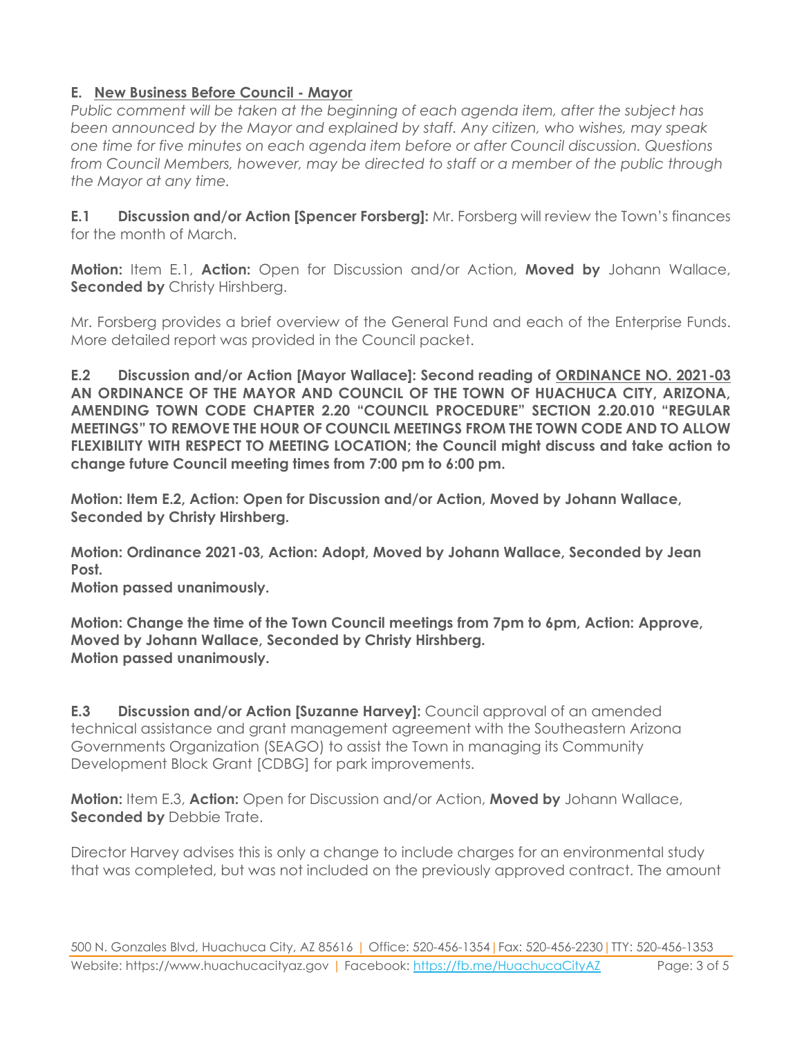**E. New Business Before Council - Mayor**

*Public comment will be taken at the beginning of each agenda item, after the subject has been announced by the Mayor and explained by staff. Any citizen, who wishes, may speak one time for five minutes on each agenda item before or after Council discussion. Questions from Council Members, however, may be directed to staff or a member of the public through the Mayor at any time.*

**E.1 Discussion and/or Action [Spencer Forsberg]:** Mr. Forsberg will review the Town's finances for the month of March.

**Motion:** Item E.1, **Action:** Open for Discussion and/or Action, **Moved by** Johann Wallace, **Seconded by** Christy Hirshberg.

Mr. Forsberg provides a brief overview of the General Fund and each of the Enterprise Funds. More detailed report was provided in the Council packet.

**E.2 Discussion and/or Action [Mayor Wallace]: Second reading of ORDINANCE NO. 2021-03 AN ORDINANCE OF THE MAYOR AND COUNCIL OF THE TOWN OF HUACHUCA CITY, ARIZONA, AMENDING TOWN CODE CHAPTER 2.20 "COUNCIL PROCEDURE" SECTION 2.20.010 "REGULAR MEETINGS" TO REMOVE THE HOUR OF COUNCIL MEETINGS FROM THE TOWN CODE AND TO ALLOW FLEXIBILITY WITH RESPECT TO MEETING LOCATION; the Council might discuss and take action to change future Council meeting times from 7:00 pm to 6:00 pm.**

**Motion: Item E.2, Action: Open for Discussion and/or Action, Moved by Johann Wallace, Seconded by Christy Hirshberg.**

**Motion: Ordinance 2021-03, Action: Adopt, Moved by Johann Wallace, Seconded by Jean Post.**
**Motion passed unanimously.**

**Motion: Change the time of the Town Council meetings from 7pm to 6pm, Action: Approve, Moved by Johann Wallace, Seconded by Christy Hirshberg.**
**Motion passed unanimously.**

**E.3 Discussion and/or Action [Suzanne Harvey]:** Council approval of an amended technical assistance and grant management agreement with the Southeastern Arizona Governments Organization (SEAGO) to assist the Town in managing its Community Development Block Grant [CDBG] for park improvements.

**Motion:** Item E.3, **Action:** Open for Discussion and/or Action, **Moved by** Johann Wallace, **Seconded by** Debbie Trate.

Director Harvey advises this is only a change to include charges for an environmental study that was completed, but was not included on the previously approved contract. The amount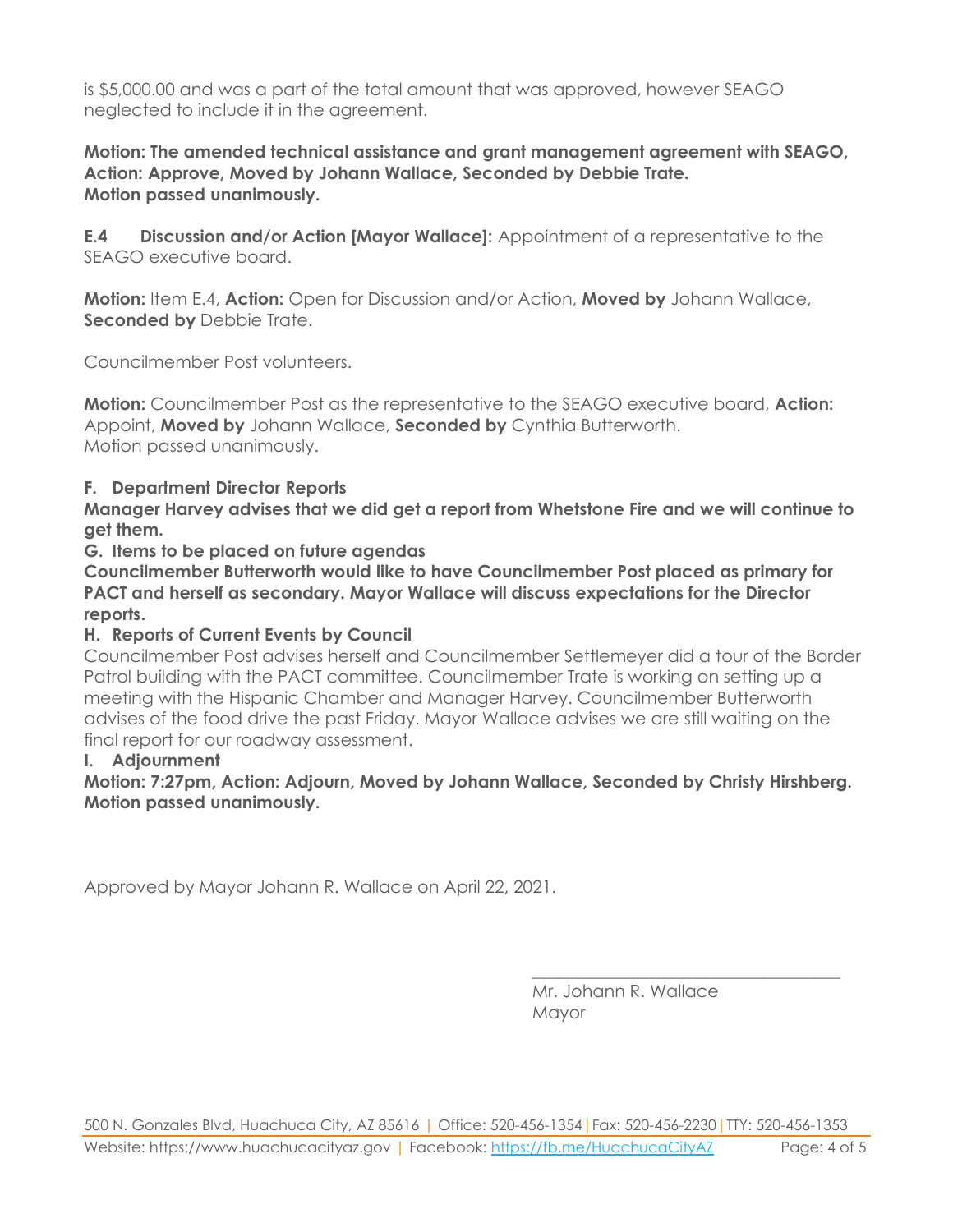is $5,000.00 and was a part of the total amount that was approved, however SEAGO neglected to include it in the agreement.

**Motion: The amended technical assistance and grant management agreement with SEAGO, Action: Approve, Moved by Johann Wallace, Seconded by Debbie Trate.**
**Motion passed unanimously.**

**E.4 Discussion and/or Action [Mayor Wallace]:** Appointment of a representative to the SEAGO executive board.

**Motion:** Item E.4, **Action:** Open for Discussion and/or Action, **Moved by** Johann Wallace, **Seconded by** Debbie Trate.

Councilmember Post volunteers.

**Motion:** Councilmember Post as the representative to the SEAGO executive board, **Action:** Appoint, **Moved by** Johann Wallace, **Seconded by** Cynthia Butterworth.
Motion passed unanimously.

**F. Department Director Reports**

**Manager Harvey advises that we did get a report from Whetstone Fire and we will continue to get them.**

**G. Items to be placed on future agendas**

**Councilmember Butterworth would like to have Councilmember Post placed as primary for PACT and herself as secondary. Mayor Wallace will discuss expectations for the Director reports.**

**H. Reports of Current Events by Council**

Councilmember Post advises herself and Councilmember Settlemeyer did a tour of the Border Patrol building with the PACT committee. Councilmember Trate is working on setting up a meeting with the Hispanic Chamber and Manager Harvey. Councilmember Butterworth advises of the food drive the past Friday. Mayor Wallace advises we are still waiting on the final report for our roadway assessment.

**I. Adjournment**

**Motion: 7:27pm, Action: Adjourn, Moved by Johann Wallace, Seconded by Christy Hirshberg. Motion passed unanimously.**

Approved by Mayor Johann R. Wallace on April 22, 2021.

\_\_\_\_\_\_\_\_\_\_\_\_\_\_\_\_\_\_\_\_\_\_\_\_\_\_\_\_\_\_\_\_\_\_\_\_

Mr. Johann R. Wallace
Mayor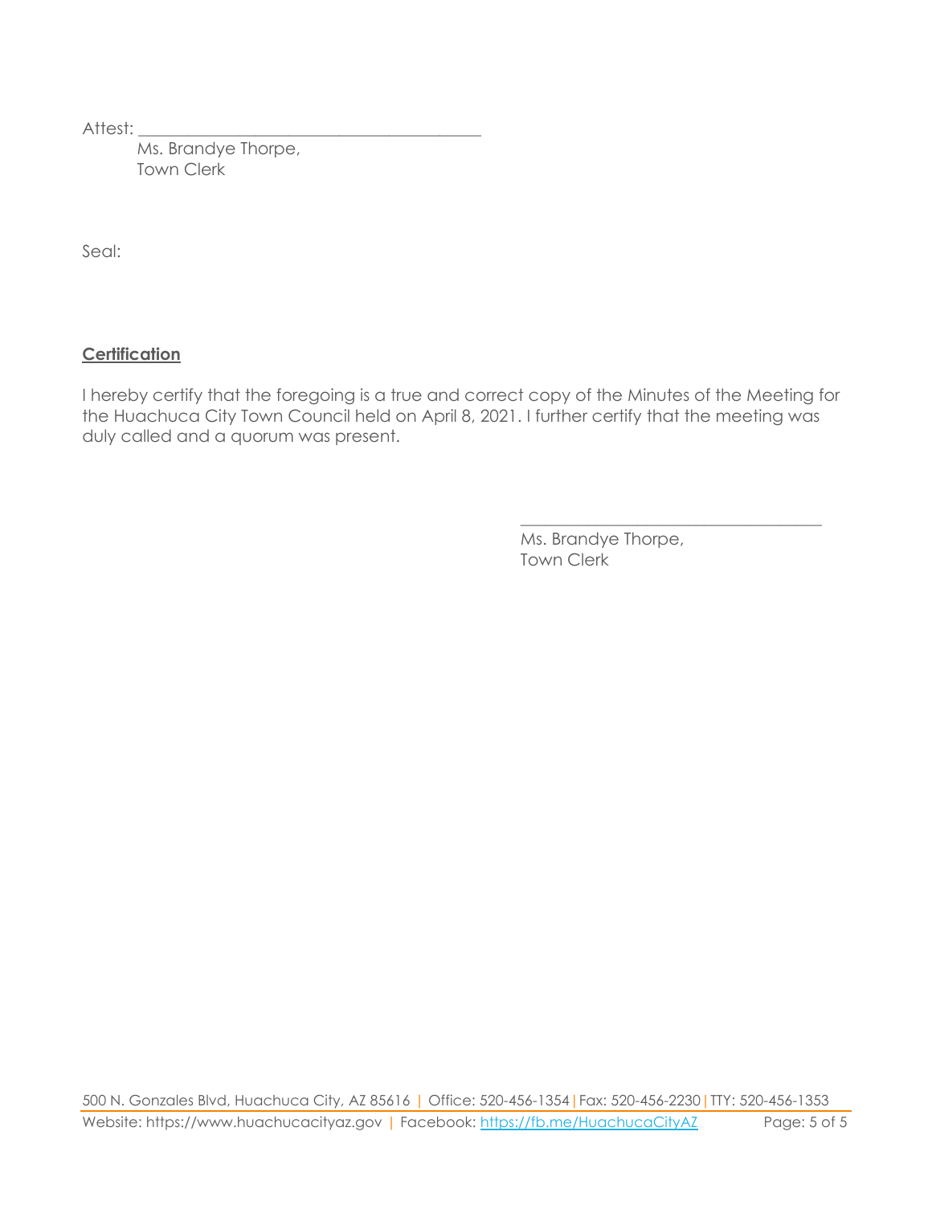Attest: ________________________________________

Ms. Brandye Thorpe,
Town Clerk

Seal:

**Certification**

I hereby certify that the foregoing is a true and correct copy of the Minutes of the Meeting for the Huachuca City Town Council held on April 8, 2021. I further certify that the meeting was duly called and a quorum was present.

________________________________________

Ms. Brandye Thorpe,
Town Clerk

500 N. Gonzales Blvd, Huachuca City, AZ 85616 | Office: 520-456-1354 | Fax: 520-456-2230 | TTY: 520-456-1353
Website: https://www.huachucacityaz.gov | Facebook: https://fb.me/HuachucaCityAZ